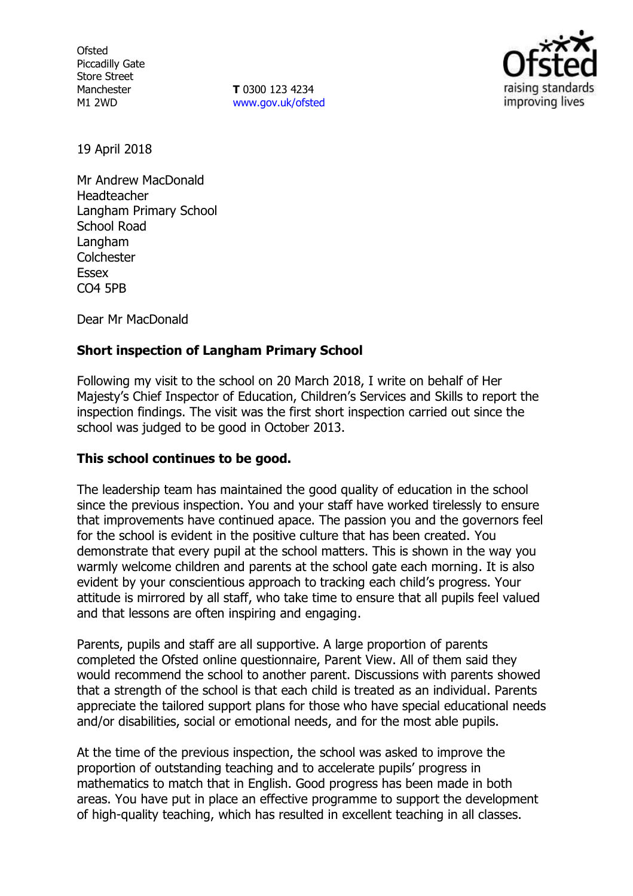Ofsted
Piccadilly Gate
Store Street
Manchester
M1 2WD

**T** 0300 123 4234
www.gov.uk/ofsted

19 April 2018

Mr Andrew MacDonald
Headteacher
Langham Primary School
School Road
Langham
Colchester
Essex
CO4 5PB

Dear Mr MacDonald

**Short inspection of Langham Primary School**

Following my visit to the school on 20 March 2018, I write on behalf of Her Majesty's Chief Inspector of Education, Children's Services and Skills to report the inspection findings. The visit was the first short inspection carried out since the school was judged to be good in October 2013.

**This school continues to be good.**

The leadership team has maintained the good quality of education in the school since the previous inspection. You and your staff have worked tirelessly to ensure that improvements have continued apace. The passion you and the governors feel for the school is evident in the positive culture that has been created. You demonstrate that every pupil at the school matters. This is shown in the way you warmly welcome children and parents at the school gate each morning. It is also evident by your conscientious approach to tracking each child's progress. Your attitude is mirrored by all staff, who take time to ensure that all pupils feel valued and that lessons are often inspiring and engaging.

Parents, pupils and staff are all supportive. A large proportion of parents completed the Ofsted online questionnaire, Parent View. All of them said they would recommend the school to another parent. Discussions with parents showed that a strength of the school is that each child is treated as an individual. Parents appreciate the tailored support plans for those who have special educational needs and/or disabilities, social or emotional needs, and for the most able pupils.

At the time of the previous inspection, the school was asked to improve the proportion of outstanding teaching and to accelerate pupils' progress in mathematics to match that in English. Good progress has been made in both areas. You have put in place an effective programme to support the development of high-quality teaching, which has resulted in excellent teaching in all classes.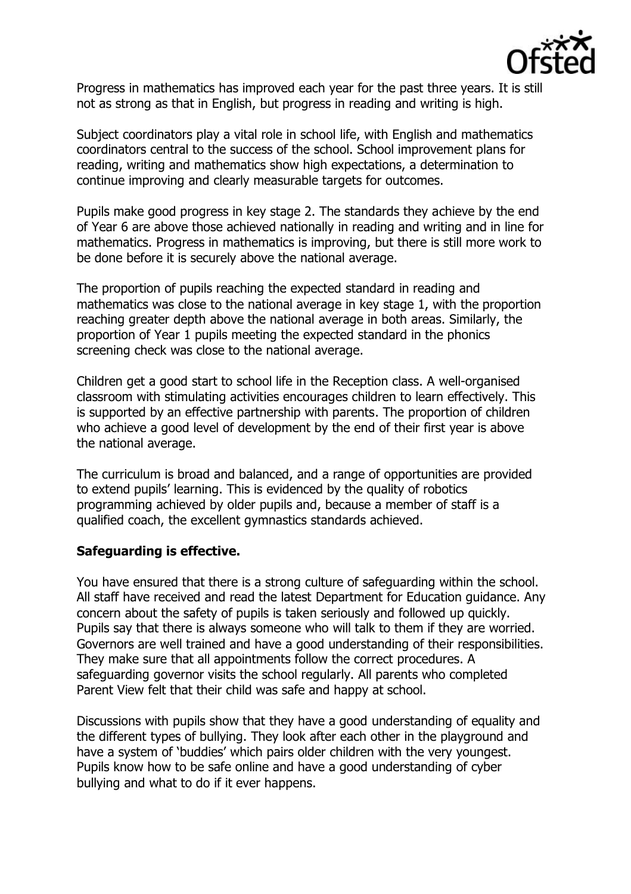Progress in mathematics has improved each year for the past three years. It is still not as strong as that in English, but progress in reading and writing is high.

Subject coordinators play a vital role in school life, with English and mathematics coordinators central to the success of the school. School improvement plans for reading, writing and mathematics show high expectations, a determination to continue improving and clearly measurable targets for outcomes.

Pupils make good progress in key stage 2. The standards they achieve by the end of Year 6 are above those achieved nationally in reading and writing and in line for mathematics. Progress in mathematics is improving, but there is still more work to be done before it is securely above the national average.

The proportion of pupils reaching the expected standard in reading and mathematics was close to the national average in key stage 1, with the proportion reaching greater depth above the national average in both areas. Similarly, the proportion of Year 1 pupils meeting the expected standard in the phonics screening check was close to the national average.

Children get a good start to school life in the Reception class. A well-organised classroom with stimulating activities encourages children to learn effectively. This is supported by an effective partnership with parents. The proportion of children who achieve a good level of development by the end of their first year is above the national average.

The curriculum is broad and balanced, and a range of opportunities are provided to extend pupils' learning. This is evidenced by the quality of robotics programming achieved by older pupils and, because a member of staff is a qualified coach, the excellent gymnastics standards achieved.

**Safeguarding is effective.**

You have ensured that there is a strong culture of safeguarding within the school. All staff have received and read the latest Department for Education guidance. Any concern about the safety of pupils is taken seriously and followed up quickly. Pupils say that there is always someone who will talk to them if they are worried. Governors are well trained and have a good understanding of their responsibilities. They make sure that all appointments follow the correct procedures. A safeguarding governor visits the school regularly. All parents who completed Parent View felt that their child was safe and happy at school.

Discussions with pupils show that they have a good understanding of equality and the different types of bullying. They look after each other in the playground and have a system of 'buddies' which pairs older children with the very youngest. Pupils know how to be safe online and have a good understanding of cyber bullying and what to do if it ever happens.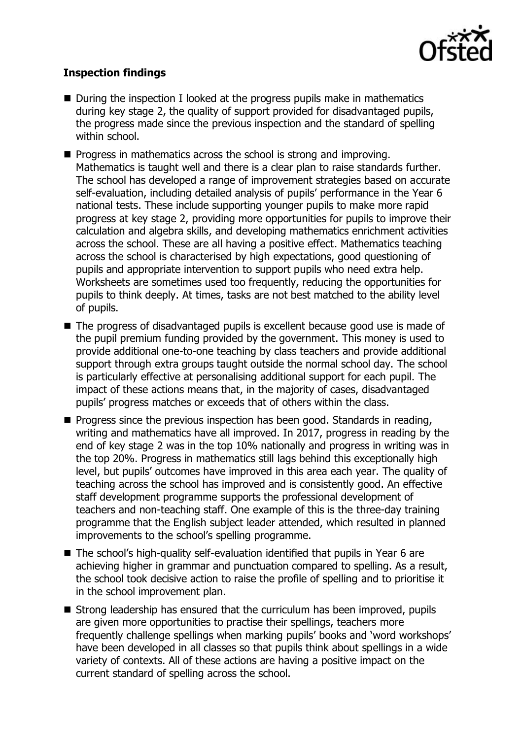**Inspection findings**

- During the inspection I looked at the progress pupils make in mathematics during key stage 2, the quality of support provided for disadvantaged pupils, the progress made since the previous inspection and the standard of spelling within school.
- Progress in mathematics across the school is strong and improving. Mathematics is taught well and there is a clear plan to raise standards further. The school has developed a range of improvement strategies based on accurate self-evaluation, including detailed analysis of pupils' performance in the Year 6 national tests. These include supporting younger pupils to make more rapid progress at key stage 2, providing more opportunities for pupils to improve their calculation and algebra skills, and developing mathematics enrichment activities across the school. These are all having a positive effect. Mathematics teaching across the school is characterised by high expectations, good questioning of pupils and appropriate intervention to support pupils who need extra help. Worksheets are sometimes used too frequently, reducing the opportunities for pupils to think deeply. At times, tasks are not best matched to the ability level of pupils.
- The progress of disadvantaged pupils is excellent because good use is made of the pupil premium funding provided by the government. This money is used to provide additional one-to-one teaching by class teachers and provide additional support through extra groups taught outside the normal school day. The school is particularly effective at personalising additional support for each pupil. The impact of these actions means that, in the majority of cases, disadvantaged pupils' progress matches or exceeds that of others within the class.
- Progress since the previous inspection has been good. Standards in reading, writing and mathematics have all improved. In 2017, progress in reading by the end of key stage 2 was in the top 10% nationally and progress in writing was in the top 20%. Progress in mathematics still lags behind this exceptionally high level, but pupils' outcomes have improved in this area each year. The quality of teaching across the school has improved and is consistently good. An effective staff development programme supports the professional development of teachers and non-teaching staff. One example of this is the three-day training programme that the English subject leader attended, which resulted in planned improvements to the school's spelling programme.
- The school's high-quality self-evaluation identified that pupils in Year 6 are achieving higher in grammar and punctuation compared to spelling. As a result, the school took decisive action to raise the profile of spelling and to prioritise it in the school improvement plan.
- Strong leadership has ensured that the curriculum has been improved, pupils are given more opportunities to practise their spellings, teachers more frequently challenge spellings when marking pupils' books and 'word workshops' have been developed in all classes so that pupils think about spellings in a wide variety of contexts. All of these actions are having a positive impact on the current standard of spelling across the school.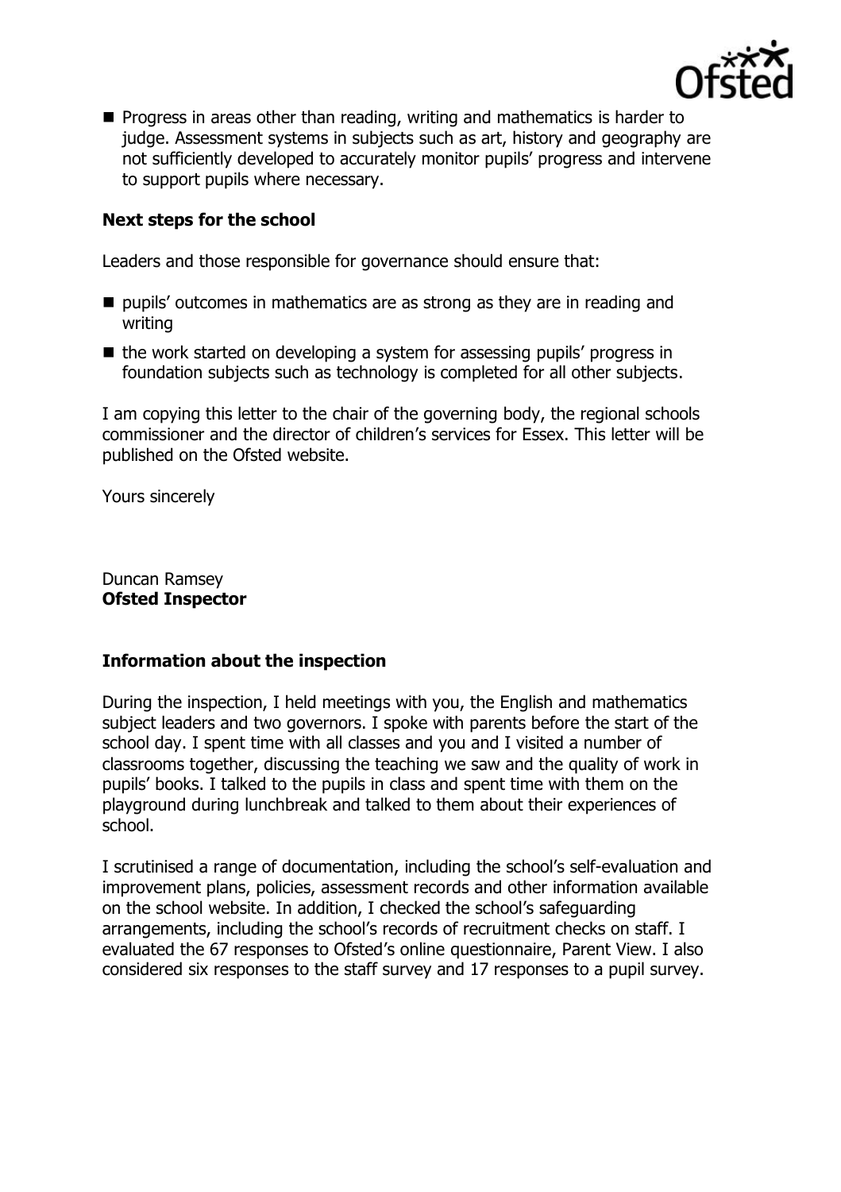- Progress in areas other than reading, writing and mathematics is harder to judge. Assessment systems in subjects such as art, history and geography are not sufficiently developed to accurately monitor pupils' progress and intervene to support pupils where necessary.

### Next steps for the school

Leaders and those responsible for governance should ensure that:

- pupils' outcomes in mathematics are as strong as they are in reading and writing
- the work started on developing a system for assessing pupils' progress in foundation subjects such as technology is completed for all other subjects.

I am copying this letter to the chair of the governing body, the regional schools commissioner and the director of children's services for Essex. This letter will be published on the Ofsted website.

Yours sincerely

Duncan Ramsey
**Ofsted Inspector**

### Information about the inspection

During the inspection, I held meetings with you, the English and mathematics subject leaders and two governors. I spoke with parents before the start of the school day. I spent time with all classes and you and I visited a number of classrooms together, discussing the teaching we saw and the quality of work in pupils' books. I talked to the pupils in class and spent time with them on the playground during lunchbreak and talked to them about their experiences of school.

I scrutinised a range of documentation, including the school's self-evaluation and improvement plans, policies, assessment records and other information available on the school website. In addition, I checked the school's safeguarding arrangements, including the school's records of recruitment checks on staff. I evaluated the 67 responses to Ofsted's online questionnaire, Parent View. I also considered six responses to the staff survey and 17 responses to a pupil survey.